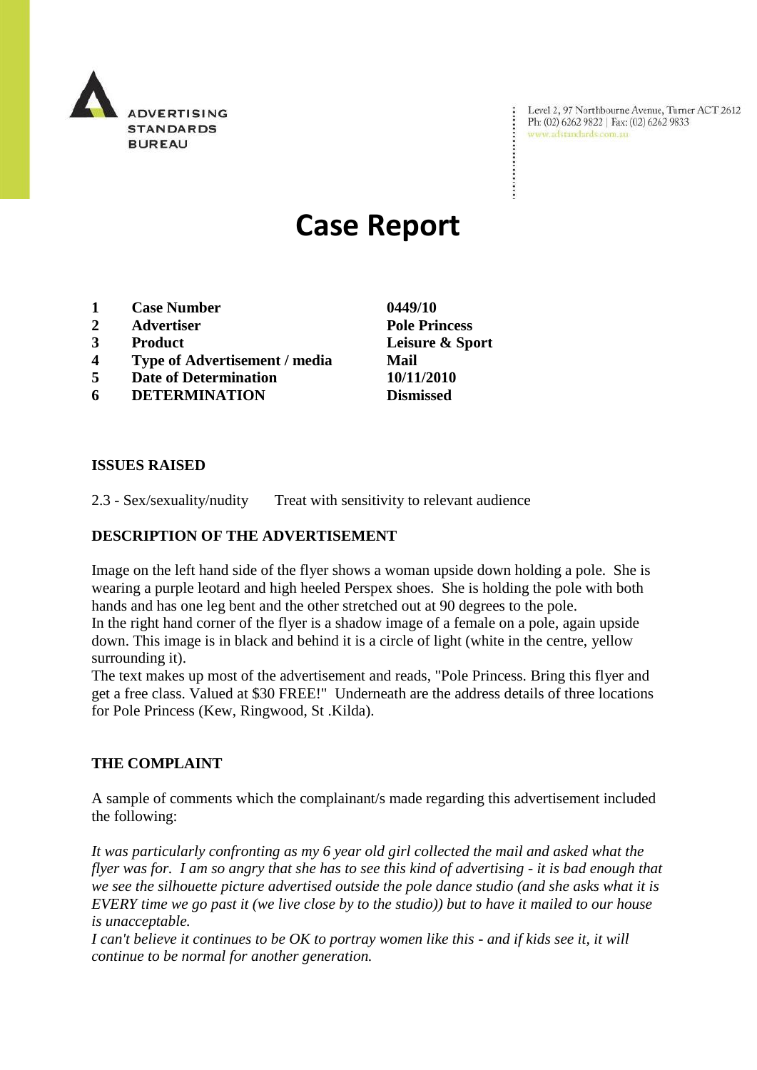ADVERTISING STANDARDS BUREAU

Level 2, 97 Northbourne Avenue, Turner ACT 2612
Ph: (02) 6262 9822 | Fax: (02) 6262 9833
www.adstandards.com.au

# Case Report

| | | |
|---|---|---|
| **1** | **Case Number** | **0449/10** |
| **2** | **Advertiser** | **Pole Princess** |
| **3** | **Product** | **Leisure & Sport** |
| **4** | **Type of Advertisement / media** | **Mail** |
| **5** | **Date of Determination** | **10/11/2010** |
| **6** | **DETERMINATION** | **Dismissed** |

**ISSUES RAISED**

2.3 - Sex/sexuality/nudity Treat with sensitivity to relevant audience

**DESCRIPTION OF THE ADVERTISEMENT**

Image on the left hand side of the flyer shows a woman upside down holding a pole. She is wearing a purple leotard and high heeled Perspex shoes. She is holding the pole with both hands and has one leg bent and the other stretched out at 90 degrees to the pole.
In the right hand corner of the flyer is a shadow image of a female on a pole, again upside down. This image is in black and behind it is a circle of light (white in the centre, yellow surrounding it).
The text makes up most of the advertisement and reads, "Pole Princess. Bring this flyer and get a free class. Valued at $30 FREE!" Underneath are the address details of three locations for Pole Princess (Kew, Ringwood, St .Kilda).

**THE COMPLAINT**

A sample of comments which the complainant/s made regarding this advertisement included the following:

*It was particularly confronting as my 6 year old girl collected the mail and asked what the flyer was for. I am so angry that she has to see this kind of advertising - it is bad enough that we see the silhouette picture advertised outside the pole dance studio (and she asks what it is EVERY time we go past it (we live close by to the studio)) but to have it mailed to our house is unacceptable.*
*I can't believe it continues to be OK to portray women like this - and if kids see it, it will continue to be normal for another generation.*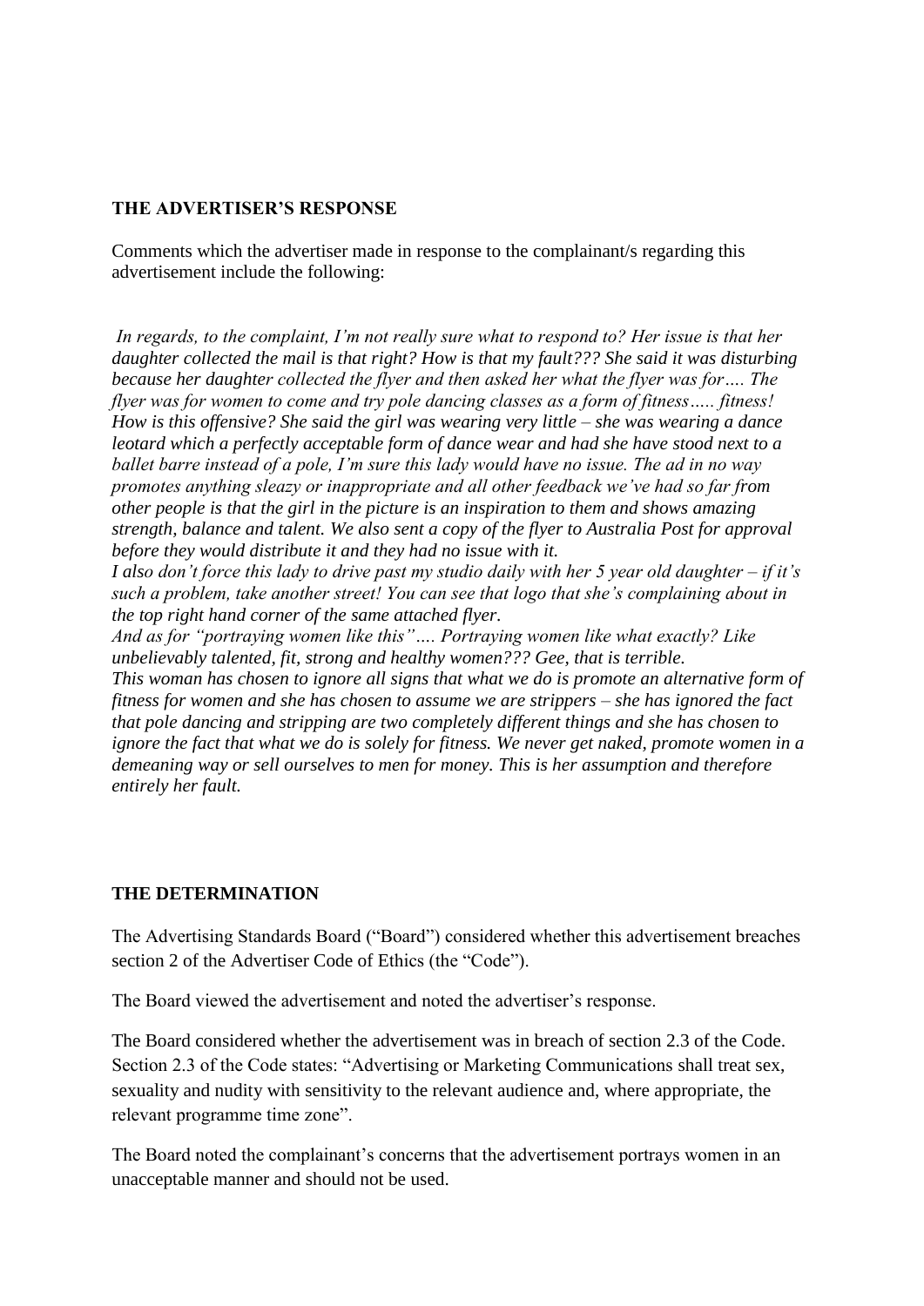## THE ADVERTISER'S RESPONSE

Comments which the advertiser made in response to the complainant/s regarding this advertisement include the following:

*In regards, to the complaint, I'm not really sure what to respond to? Her issue is that her daughter collected the mail is that right? How is that my fault??? She said it was disturbing because her daughter collected the flyer and then asked her what the flyer was for…. The flyer was for women to come and try pole dancing classes as a form of fitness….. fitness! How is this offensive? She said the girl was wearing very little – she was wearing a dance leotard which a perfectly acceptable form of dance wear and had she have stood next to a ballet barre instead of a pole, I'm sure this lady would have no issue. The ad in no way promotes anything sleazy or inappropriate and all other feedback we've had so far from other people is that the girl in the picture is an inspiration to them and shows amazing strength, balance and talent. We also sent a copy of the flyer to Australia Post for approval before they would distribute it and they had no issue with it.*

*I also don't force this lady to drive past my studio daily with her 5 year old daughter – if it's such a problem, take another street! You can see that logo that she's complaining about in the top right hand corner of the same attached flyer.*

*And as for "portraying women like this"…. Portraying women like what exactly? Like unbelievably talented, fit, strong and healthy women??? Gee, that is terrible.*

*This woman has chosen to ignore all signs that what we do is promote an alternative form of fitness for women and she has chosen to assume we are strippers – she has ignored the fact that pole dancing and stripping are two completely different things and she has chosen to ignore the fact that what we do is solely for fitness. We never get naked, promote women in a demeaning way or sell ourselves to men for money. This is her assumption and therefore entirely her fault.*

## THE DETERMINATION

The Advertising Standards Board ("Board") considered whether this advertisement breaches section 2 of the Advertiser Code of Ethics (the "Code").

The Board viewed the advertisement and noted the advertiser's response.

The Board considered whether the advertisement was in breach of section 2.3 of the Code. Section 2.3 of the Code states: "Advertising or Marketing Communications shall treat sex, sexuality and nudity with sensitivity to the relevant audience and, where appropriate, the relevant programme time zone".

The Board noted the complainant's concerns that the advertisement portrays women in an unacceptable manner and should not be used.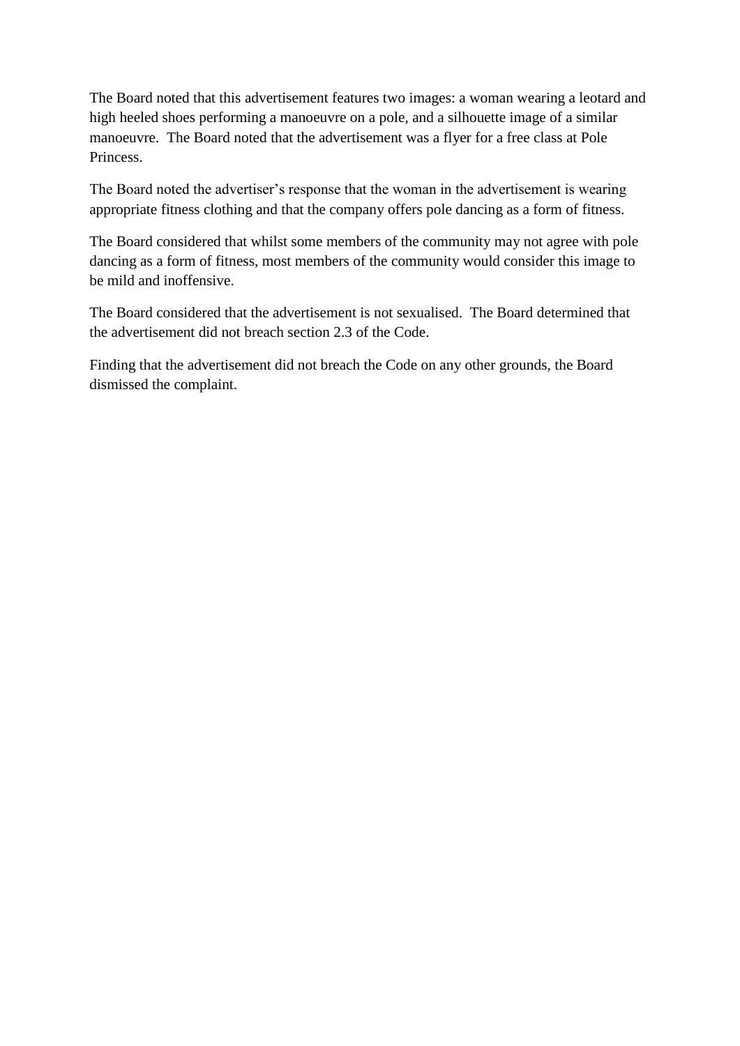The Board noted that this advertisement features two images: a woman wearing a leotard and high heeled shoes performing a manoeuvre on a pole, and a silhouette image of a similar manoeuvre. The Board noted that the advertisement was a flyer for a free class at Pole Princess.

The Board noted the advertiser's response that the woman in the advertisement is wearing appropriate fitness clothing and that the company offers pole dancing as a form of fitness.

The Board considered that whilst some members of the community may not agree with pole dancing as a form of fitness, most members of the community would consider this image to be mild and inoffensive.

The Board considered that the advertisement is not sexualised. The Board determined that the advertisement did not breach section 2.3 of the Code.

Finding that the advertisement did not breach the Code on any other grounds, the Board dismissed the complaint.